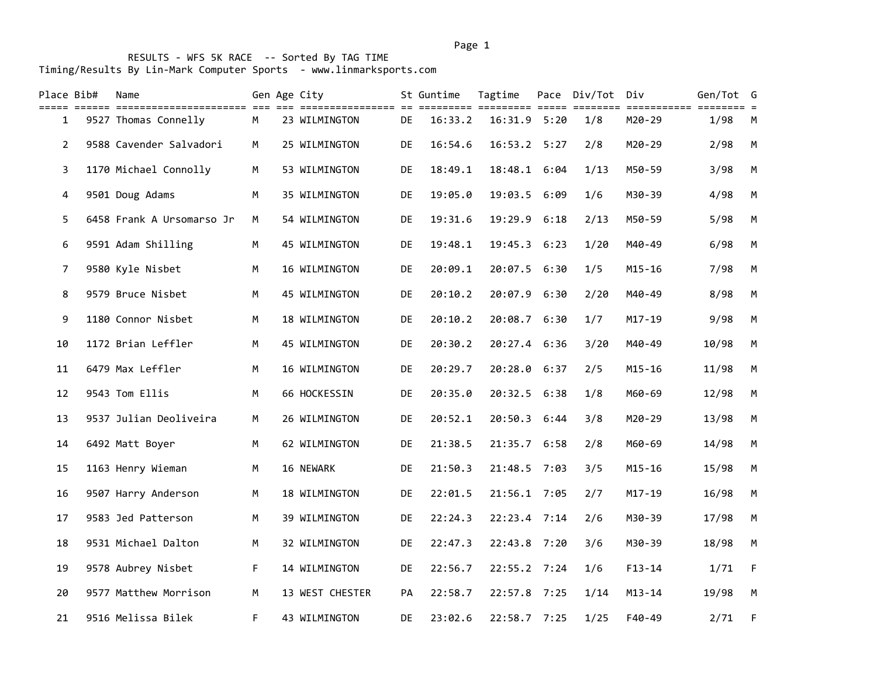RESULTS - WFS 5K RACE -- Sorted By TAG TIME

Timing/Results By Lin-Mark Computer Sports - www.linmarksports.com

| Place | Bib# | Name | Gen | Age | City | St | Guntime | Tagtime | Pace | Div/Tot | Div | Gen/Tot | G |
|---|---|---|---|---|---|---|---|---|---|---|---|---|---|
| 1 | 9527 | Thomas Connelly | M | 23 | WILMINGTON | DE | 16:33.2 | 16:31.9 | 5:20 | 1/8 | M20-29 | 1/98 | M |
| 2 | 9588 | Cavender Salvadori | M | 25 | WILMINGTON | DE | 16:54.6 | 16:53.2 | 5:27 | 2/8 | M20-29 | 2/98 | M |
| 3 | 1170 | Michael Connolly | M | 53 | WILMINGTON | DE | 18:49.1 | 18:48.1 | 6:04 | 1/13 | M50-59 | 3/98 | M |
| 4 | 9501 | Doug Adams | M | 35 | WILMINGTON | DE | 19:05.0 | 19:03.5 | 6:09 | 1/6 | M30-39 | 4/98 | M |
| 5 | 6458 | Frank A Ursomarso Jr | M | 54 | WILMINGTON | DE | 19:31.6 | 19:29.9 | 6:18 | 2/13 | M50-59 | 5/98 | M |
| 6 | 9591 | Adam Shilling | M | 45 | WILMINGTON | DE | 19:48.1 | 19:45.3 | 6:23 | 1/20 | M40-49 | 6/98 | M |
| 7 | 9580 | Kyle Nisbet | M | 16 | WILMINGTON | DE | 20:09.1 | 20:07.5 | 6:30 | 1/5 | M15-16 | 7/98 | M |
| 8 | 9579 | Bruce Nisbet | M | 45 | WILMINGTON | DE | 20:10.2 | 20:07.9 | 6:30 | 2/20 | M40-49 | 8/98 | M |
| 9 | 1180 | Connor Nisbet | M | 18 | WILMINGTON | DE | 20:10.2 | 20:08.7 | 6:30 | 1/7 | M17-19 | 9/98 | M |
| 10 | 1172 | Brian Leffler | M | 45 | WILMINGTON | DE | 20:30.2 | 20:27.4 | 6:36 | 3/20 | M40-49 | 10/98 | M |
| 11 | 6479 | Max Leffler | M | 16 | WILMINGTON | DE | 20:29.7 | 20:28.0 | 6:37 | 2/5 | M15-16 | 11/98 | M |
| 12 | 9543 | Tom Ellis | M | 66 | HOCKESSIN | DE | 20:35.0 | 20:32.5 | 6:38 | 1/8 | M60-69 | 12/98 | M |
| 13 | 9537 | Julian Deoliveira | M | 26 | WILMINGTON | DE | 20:52.1 | 20:50.3 | 6:44 | 3/8 | M20-29 | 13/98 | M |
| 14 | 6492 | Matt Boyer | M | 62 | WILMINGTON | DE | 21:38.5 | 21:35.7 | 6:58 | 2/8 | M60-69 | 14/98 | M |
| 15 | 1163 | Henry Wieman | M | 16 | NEWARK | DE | 21:50.3 | 21:48.5 | 7:03 | 3/5 | M15-16 | 15/98 | M |
| 16 | 9507 | Harry Anderson | M | 18 | WILMINGTON | DE | 22:01.5 | 21:56.1 | 7:05 | 2/7 | M17-19 | 16/98 | M |
| 17 | 9583 | Jed Patterson | M | 39 | WILMINGTON | DE | 22:24.3 | 22:23.4 | 7:14 | 2/6 | M30-39 | 17/98 | M |
| 18 | 9531 | Michael Dalton | M | 32 | WILMINGTON | DE | 22:47.3 | 22:43.8 | 7:20 | 3/6 | M30-39 | 18/98 | M |
| 19 | 9578 | Aubrey Nisbet | F | 14 | WILMINGTON | DE | 22:56.7 | 22:55.2 | 7:24 | 1/6 | F13-14 | 1/71 | F |
| 20 | 9577 | Matthew Morrison | M | 13 | WEST CHESTER | PA | 22:58.7 | 22:57.8 | 7:25 | 1/14 | M13-14 | 19/98 | M |
| 21 | 9516 | Melissa Bilek | F | 43 | WILMINGTON | DE | 23:02.6 | 22:58.7 | 7:25 | 1/25 | F40-49 | 2/71 | F |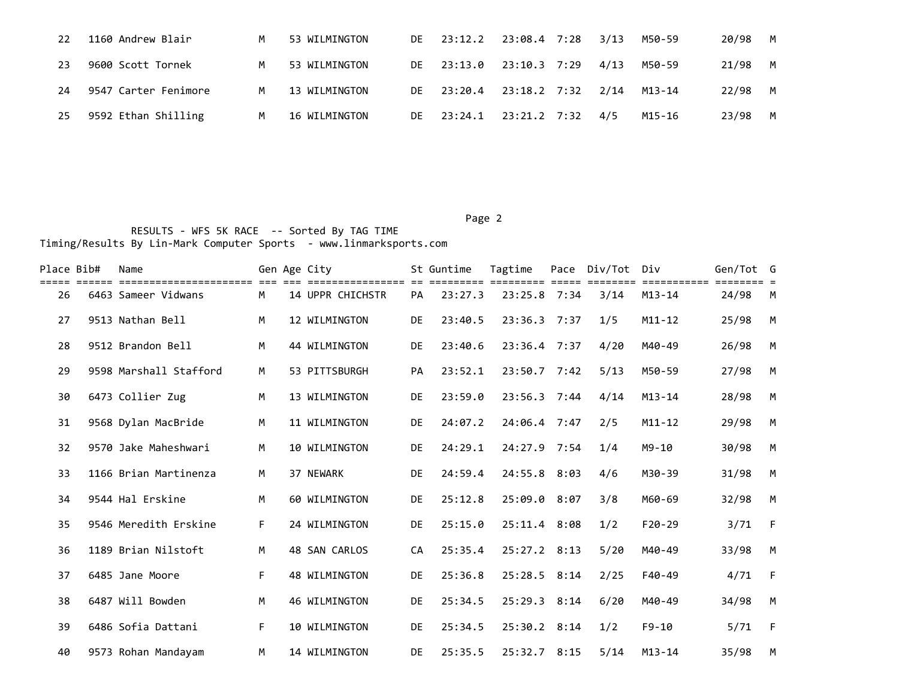| Place | Bib# | Name | Gen | Age | City | St | Guntime | Tagtime | Pace | Div/Tot | Div | Gen/Tot | G |
|---|---|---|---|---|---|---|---|---|---|---|---|---|---|
| 22 | 1160 | Andrew Blair | M | 53 | WILMINGTON | DE | 23:12.2 | 23:08.4 | 7:28 | 3/13 | M50-59 | 20/98 | M |
| 23 | 9600 | Scott Tornek | M | 53 | WILMINGTON | DE | 23:13.0 | 23:10.3 | 7:29 | 4/13 | M50-59 | 21/98 | M |
| 24 | 9547 | Carter Fenimore | M | 13 | WILMINGTON | DE | 23:20.4 | 23:18.2 | 7:32 | 2/14 | M13-14 | 22/98 | M |
| 25 | 9592 | Ethan Shilling | M | 16 | WILMINGTON | DE | 23:24.1 | 23:21.2 | 7:32 | 4/5 | M15-16 | 23/98 | M |

RESULTS - WFS 5K RACE -- Sorted By TAG TIME
Timing/Results By Lin-Mark Computer Sports - www.linmarksports.com

| Place | Bib# | Name | Gen | Age | City | St | Guntime | Tagtime | Pace | Div/Tot | Div | Gen/Tot | G |
|---|---|---|---|---|---|---|---|---|---|---|---|---|---|
| 26 | 6463 | Sameer Vidwans | M | 14 | UPPR CHICHSTR | PA | 23:27.3 | 23:25.8 | 7:34 | 3/14 | M13-14 | 24/98 | M |
| 27 | 9513 | Nathan Bell | M | 12 | WILMINGTON | DE | 23:40.5 | 23:36.3 | 7:37 | 1/5 | M11-12 | 25/98 | M |
| 28 | 9512 | Brandon Bell | M | 44 | WILMINGTON | DE | 23:40.6 | 23:36.4 | 7:37 | 4/20 | M40-49 | 26/98 | M |
| 29 | 9598 | Marshall Stafford | M | 53 | PITTSBURGH | PA | 23:52.1 | 23:50.7 | 7:42 | 5/13 | M50-59 | 27/98 | M |
| 30 | 6473 | Collier Zug | M | 13 | WILMINGTON | DE | 23:59.0 | 23:56.3 | 7:44 | 4/14 | M13-14 | 28/98 | M |
| 31 | 9568 | Dylan MacBride | M | 11 | WILMINGTON | DE | 24:07.2 | 24:06.4 | 7:47 | 2/5 | M11-12 | 29/98 | M |
| 32 | 9570 | Jake Maheshwari | M | 10 | WILMINGTON | DE | 24:29.1 | 24:27.9 | 7:54 | 1/4 | M9-10 | 30/98 | M |
| 33 | 1166 | Brian Martinenza | M | 37 | NEWARK | DE | 24:59.4 | 24:55.8 | 8:03 | 4/6 | M30-39 | 31/98 | M |
| 34 | 9544 | Hal Erskine | M | 60 | WILMINGTON | DE | 25:12.8 | 25:09.0 | 8:07 | 3/8 | M60-69 | 32/98 | M |
| 35 | 9546 | Meredith Erskine | F | 24 | WILMINGTON | DE | 25:15.0 | 25:11.4 | 8:08 | 1/2 | F20-29 | 3/71 | F |
| 36 | 1189 | Brian Nilstoft | M | 48 | SAN CARLOS | CA | 25:35.4 | 25:27.2 | 8:13 | 5/20 | M40-49 | 33/98 | M |
| 37 | 6485 | Jane Moore | F | 48 | WILMINGTON | DE | 25:36.8 | 25:28.5 | 8:14 | 2/25 | F40-49 | 4/71 | F |
| 38 | 6487 | Will Bowden | M | 46 | WILMINGTON | DE | 25:34.5 | 25:29.3 | 8:14 | 6/20 | M40-49 | 34/98 | M |
| 39 | 6486 | Sofia Dattani | F | 10 | WILMINGTON | DE | 25:34.5 | 25:30.2 | 8:14 | 1/2 | F9-10 | 5/71 | F |
| 40 | 9573 | Rohan Mandayam | M | 14 | WILMINGTON | DE | 25:35.5 | 25:32.7 | 8:15 | 5/14 | M13-14 | 35/98 | M |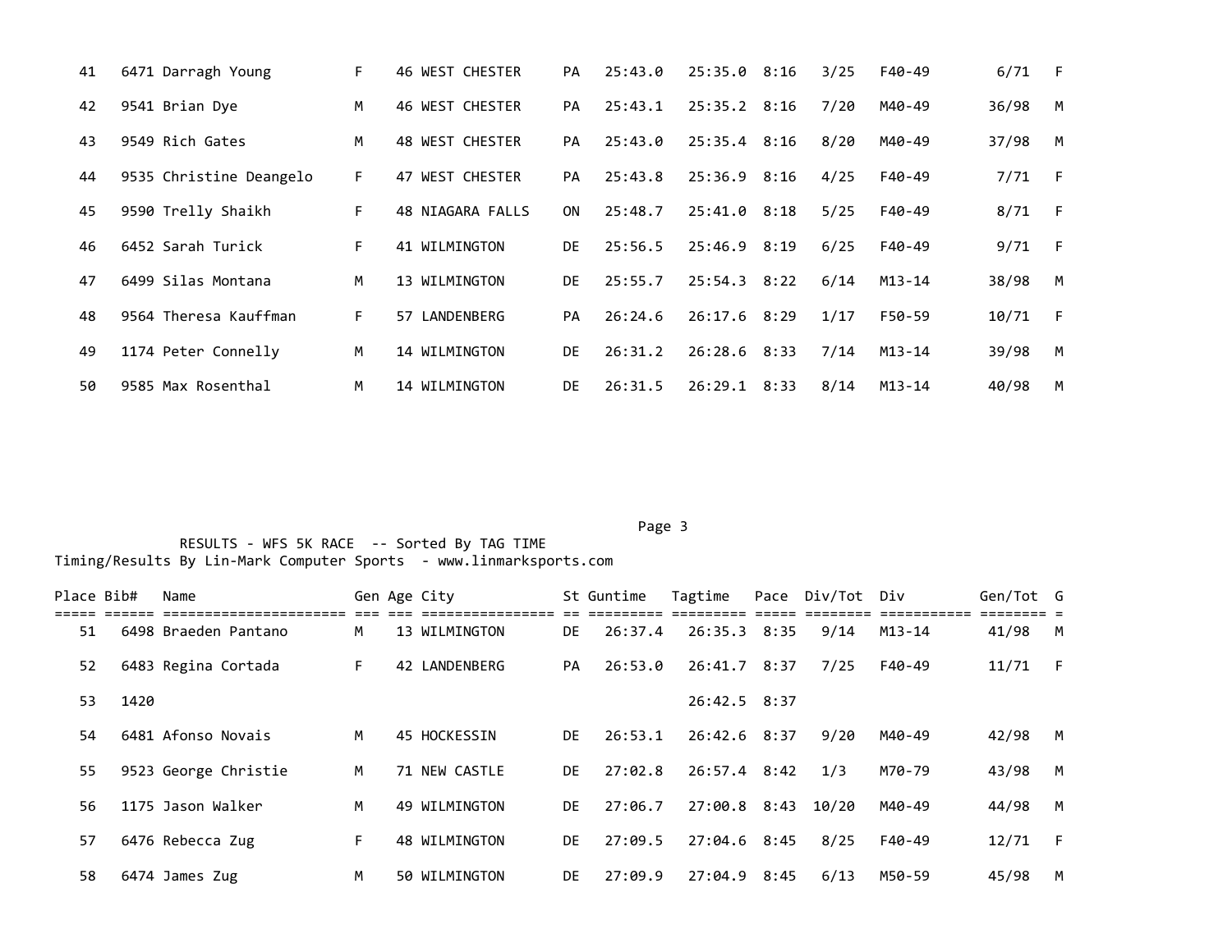| Place | Bib# | Name | Gen | Age | City | St | Guntime | Tagtime | Pace | Div/Tot | Div | Gen/Tot | G |
|---|---|---|---|---|---|---|---|---|---|---|---|---|---|
| 41 | 6471 | Darragh Young | F | 46 | WEST CHESTER | PA | 25:43.0 | 25:35.0 | 8:16 | 3/25 | F40-49 | 6/71 | F |
| 42 | 9541 | Brian Dye | M | 46 | WEST CHESTER | PA | 25:43.1 | 25:35.2 | 8:16 | 7/20 | M40-49 | 36/98 | M |
| 43 | 9549 | Rich Gates | M | 48 | WEST CHESTER | PA | 25:43.0 | 25:35.4 | 8:16 | 8/20 | M40-49 | 37/98 | M |
| 44 | 9535 | Christine Deangelo | F | 47 | WEST CHESTER | PA | 25:43.8 | 25:36.9 | 8:16 | 4/25 | F40-49 | 7/71 | F |
| 45 | 9590 | Trelly Shaikh | F | 48 | NIAGARA FALLS | ON | 25:48.7 | 25:41.0 | 8:18 | 5/25 | F40-49 | 8/71 | F |
| 46 | 6452 | Sarah Turick | F | 41 | WILMINGTON | DE | 25:56.5 | 25:46.9 | 8:19 | 6/25 | F40-49 | 9/71 | F |
| 47 | 6499 | Silas Montana | M | 13 | WILMINGTON | DE | 25:55.7 | 25:54.3 | 8:22 | 6/14 | M13-14 | 38/98 | M |
| 48 | 9564 | Theresa Kauffman | F | 57 | LANDENBERG | PA | 26:24.6 | 26:17.6 | 8:29 | 1/17 | F50-59 | 10/71 | F |
| 49 | 1174 | Peter Connelly | M | 14 | WILMINGTON | DE | 26:31.2 | 26:28.6 | 8:33 | 7/14 | M13-14 | 39/98 | M |
| 50 | 9585 | Max Rosenthal | M | 14 | WILMINGTON | DE | 26:31.5 | 26:29.1 | 8:33 | 8/14 | M13-14 | 40/98 | M |

RESULTS - WFS 5K RACE -- Sorted By TAG TIME

Timing/Results By Lin-Mark Computer Sports - www.linmarksports.com

| Place | Bib# | Name | Gen | Age | City | St | Guntime | Tagtime | Pace | Div/Tot | Div | Gen/Tot | G |
|---|---|---|---|---|---|---|---|---|---|---|---|---|---|
| 51 | 6498 | Braeden Pantano | M | 13 | WILMINGTON | DE | 26:37.4 | 26:35.3 | 8:35 | 9/14 | M13-14 | 41/98 | M |
| 52 | 6483 | Regina Cortada | F | 42 | LANDENBERG | PA | 26:53.0 | 26:41.7 | 8:37 | 7/25 | F40-49 | 11/71 | F |
| 53 | 1420 | | | | | | | 26:42.5 | 8:37 | | | | |
| 54 | 6481 | Afonso Novais | M | 45 | HOCKESSIN | DE | 26:53.1 | 26:42.6 | 8:37 | 9/20 | M40-49 | 42/98 | M |
| 55 | 9523 | George Christie | M | 71 | NEW CASTLE | DE | 27:02.8 | 26:57.4 | 8:42 | 1/3 | M70-79 | 43/98 | M |
| 56 | 1175 | Jason Walker | M | 49 | WILMINGTON | DE | 27:06.7 | 27:00.8 | 8:43 | 10/20 | M40-49 | 44/98 | M |
| 57 | 6476 | Rebecca Zug | F | 48 | WILMINGTON | DE | 27:09.5 | 27:04.6 | 8:45 | 8/25 | F40-49 | 12/71 | F |
| 58 | 6474 | James Zug | M | 50 | WILMINGTON | DE | 27:09.9 | 27:04.9 | 8:45 | 6/13 | M50-59 | 45/98 | M |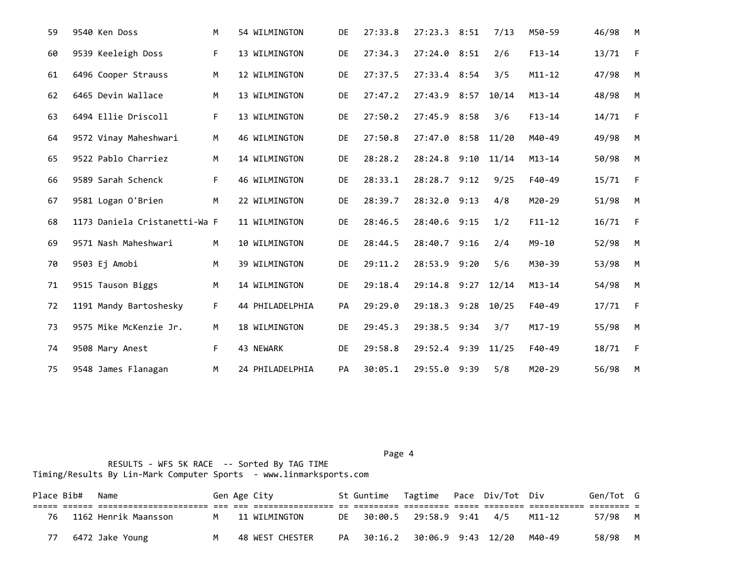| Place | Bib# | Name | Gen | Age | City | St | Guntime | Tagtime | Pace | Div/Tot | Div | Gen/Tot | G |
|---|---|---|---|---|---|---|---|---|---|---|---|---|---|
| 59 | 9540 | Ken Doss | M | 54 | WILMINGTON | DE | 27:33.8 | 27:23.3 | 8:51 | 7/13 | M50-59 | 46/98 | M |
| 60 | 9539 | Keeleigh Doss | F | 13 | WILMINGTON | DE | 27:34.3 | 27:24.0 | 8:51 | 2/6 | F13-14 | 13/71 | F |
| 61 | 6496 | Cooper Strauss | M | 12 | WILMINGTON | DE | 27:37.5 | 27:33.4 | 8:54 | 3/5 | M11-12 | 47/98 | M |
| 62 | 6465 | Devin Wallace | M | 13 | WILMINGTON | DE | 27:47.2 | 27:43.9 | 8:57 | 10/14 | M13-14 | 48/98 | M |
| 63 | 6494 | Ellie Driscoll | F | 13 | WILMINGTON | DE | 27:50.2 | 27:45.9 | 8:58 | 3/6 | F13-14 | 14/71 | F |
| 64 | 9572 | Vinay Maheshwari | M | 46 | WILMINGTON | DE | 27:50.8 | 27:47.0 | 8:58 | 11/20 | M40-49 | 49/98 | M |
| 65 | 9522 | Pablo Charriez | M | 14 | WILMINGTON | DE | 28:28.2 | 28:24.8 | 9:10 | 11/14 | M13-14 | 50/98 | M |
| 66 | 9589 | Sarah Schenck | F | 46 | WILMINGTON | DE | 28:33.1 | 28:28.7 | 9:12 | 9/25 | F40-49 | 15/71 | F |
| 67 | 9581 | Logan O'Brien | M | 22 | WILMINGTON | DE | 28:39.7 | 28:32.0 | 9:13 | 4/8 | M20-29 | 51/98 | M |
| 68 | 1173 | Daniela Cristanetti-Wa | F | 11 | WILMINGTON | DE | 28:46.5 | 28:40.6 | 9:15 | 1/2 | F11-12 | 16/71 | F |
| 69 | 9571 | Nash Maheshwari | M | 10 | WILMINGTON | DE | 28:44.5 | 28:40.7 | 9:16 | 2/4 | M9-10 | 52/98 | M |
| 70 | 9503 | Ej Amobi | M | 39 | WILMINGTON | DE | 29:11.2 | 28:53.9 | 9:20 | 5/6 | M30-39 | 53/98 | M |
| 71 | 9515 | Tauson Biggs | M | 14 | WILMINGTON | DE | 29:18.4 | 29:14.8 | 9:27 | 12/14 | M13-14 | 54/98 | M |
| 72 | 1191 | Mandy Bartoshesky | F | 44 | PHILADELPHIA | PA | 29:29.0 | 29:18.3 | 9:28 | 10/25 | F40-49 | 17/71 | F |
| 73 | 9575 | Mike McKenzie Jr. | M | 18 | WILMINGTON | DE | 29:45.3 | 29:38.5 | 9:34 | 3/7 | M17-19 | 55/98 | M |
| 74 | 9508 | Mary Anest | F | 43 | NEWARK | DE | 29:58.8 | 29:52.4 | 9:39 | 11/25 | F40-49 | 18/71 | F |
| 75 | 9548 | James Flanagan | M | 24 | PHILADELPHIA | PA | 30:05.1 | 29:55.0 | 9:39 | 5/8 | M20-29 | 56/98 | M |

RESULTS - WFS 5K RACE -- Sorted By TAG TIME
Timing/Results By Lin-Mark Computer Sports - www.linmarksports.com

| Place | Bib# | Name | Gen | Age | City | St | Guntime | Tagtime | Pace | Div/Tot | Div | Gen/Tot | G |
|---|---|---|---|---|---|---|---|---|---|---|---|---|---|
| 76 | 1162 | Henrik Maansson | M | 11 | WILMINGTON | DE | 30:00.5 | 29:58.9 | 9:41 | 4/5 | M11-12 | 57/98 | M |
| 77 | 6472 | Jake Young | M | 48 | WEST CHESTER | PA | 30:16.2 | 30:06.9 | 9:43 | 12/20 | M40-49 | 58/98 | M |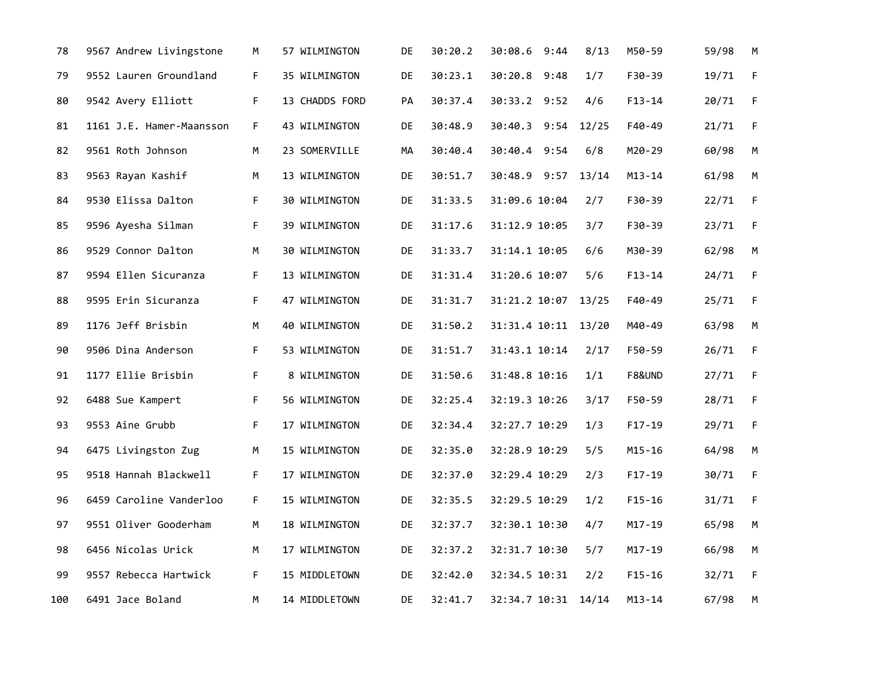| | | | | | | | | | | | | | | |
|---|---|---|---|---|---|---|---|---|---|---|---|---|---|---|
| 78 | 9567 | Andrew Livingstone | M | 57 | WILMINGTON | DE | 30:20.2 | 30:08.6 | 9:44 | 8/13 | M50-59 | 59/98 | M |
| 79 | 9552 | Lauren Groundland | F | 35 | WILMINGTON | DE | 30:23.1 | 30:20.8 | 9:48 | 1/7 | F30-39 | 19/71 | F |
| 80 | 9542 | Avery Elliott | F | 13 | CHADDS FORD | PA | 30:37.4 | 30:33.2 | 9:52 | 4/6 | F13-14 | 20/71 | F |
| 81 | 1161 | J.E. Hamer-Maansson | F | 43 | WILMINGTON | DE | 30:48.9 | 30:40.3 | 9:54 | 12/25 | F40-49 | 21/71 | F |
| 82 | 9561 | Roth Johnson | M | 23 | SOMERVILLE | MA | 30:40.4 | 30:40.4 | 9:54 | 6/8 | M20-29 | 60/98 | M |
| 83 | 9563 | Rayan Kashif | M | 13 | WILMINGTON | DE | 30:51.7 | 30:48.9 | 9:57 | 13/14 | M13-14 | 61/98 | M |
| 84 | 9530 | Elissa Dalton | F | 30 | WILMINGTON | DE | 31:33.5 | 31:09.6 | 10:04 | 2/7 | F30-39 | 22/71 | F |
| 85 | 9596 | Ayesha Silman | F | 39 | WILMINGTON | DE | 31:17.6 | 31:12.9 | 10:05 | 3/7 | F30-39 | 23/71 | F |
| 86 | 9529 | Connor Dalton | M | 30 | WILMINGTON | DE | 31:33.7 | 31:14.1 | 10:05 | 6/6 | M30-39 | 62/98 | M |
| 87 | 9594 | Ellen Sicuranza | F | 13 | WILMINGTON | DE | 31:31.4 | 31:20.6 | 10:07 | 5/6 | F13-14 | 24/71 | F |
| 88 | 9595 | Erin Sicuranza | F | 47 | WILMINGTON | DE | 31:31.7 | 31:21.2 | 10:07 | 13/25 | F40-49 | 25/71 | F |
| 89 | 1176 | Jeff Brisbin | M | 40 | WILMINGTON | DE | 31:50.2 | 31:31.4 | 10:11 | 13/20 | M40-49 | 63/98 | M |
| 90 | 9506 | Dina Anderson | F | 53 | WILMINGTON | DE | 31:51.7 | 31:43.1 | 10:14 | 2/17 | F50-59 | 26/71 | F |
| 91 | 1177 | Ellie Brisbin | F | 8 | WILMINGTON | DE | 31:50.6 | 31:48.8 | 10:16 | 1/1 | F8&UND | 27/71 | F |
| 92 | 6488 | Sue Kampert | F | 56 | WILMINGTON | DE | 32:25.4 | 32:19.3 | 10:26 | 3/17 | F50-59 | 28/71 | F |
| 93 | 9553 | Aine Grubb | F | 17 | WILMINGTON | DE | 32:34.4 | 32:27.7 | 10:29 | 1/3 | F17-19 | 29/71 | F |
| 94 | 6475 | Livingston Zug | M | 15 | WILMINGTON | DE | 32:35.0 | 32:28.9 | 10:29 | 5/5 | M15-16 | 64/98 | M |
| 95 | 9518 | Hannah Blackwell | F | 17 | WILMINGTON | DE | 32:37.0 | 32:29.4 | 10:29 | 2/3 | F17-19 | 30/71 | F |
| 96 | 6459 | Caroline Vanderloo | F | 15 | WILMINGTON | DE | 32:35.5 | 32:29.5 | 10:29 | 1/2 | F15-16 | 31/71 | F |
| 97 | 9551 | Oliver Gooderham | M | 18 | WILMINGTON | DE | 32:37.7 | 32:30.1 | 10:30 | 4/7 | M17-19 | 65/98 | M |
| 98 | 6456 | Nicolas Urick | M | 17 | WILMINGTON | DE | 32:37.2 | 32:31.7 | 10:30 | 5/7 | M17-19 | 66/98 | M |
| 99 | 9557 | Rebecca Hartwick | F | 15 | MIDDLETOWN | DE | 32:42.0 | 32:34.5 | 10:31 | 2/2 | F15-16 | 32/71 | F |
| 100 | 6491 | Jace Boland | M | 14 | MIDDLETOWN | DE | 32:41.7 | 32:34.7 | 10:31 | 14/14 | M13-14 | 67/98 | M |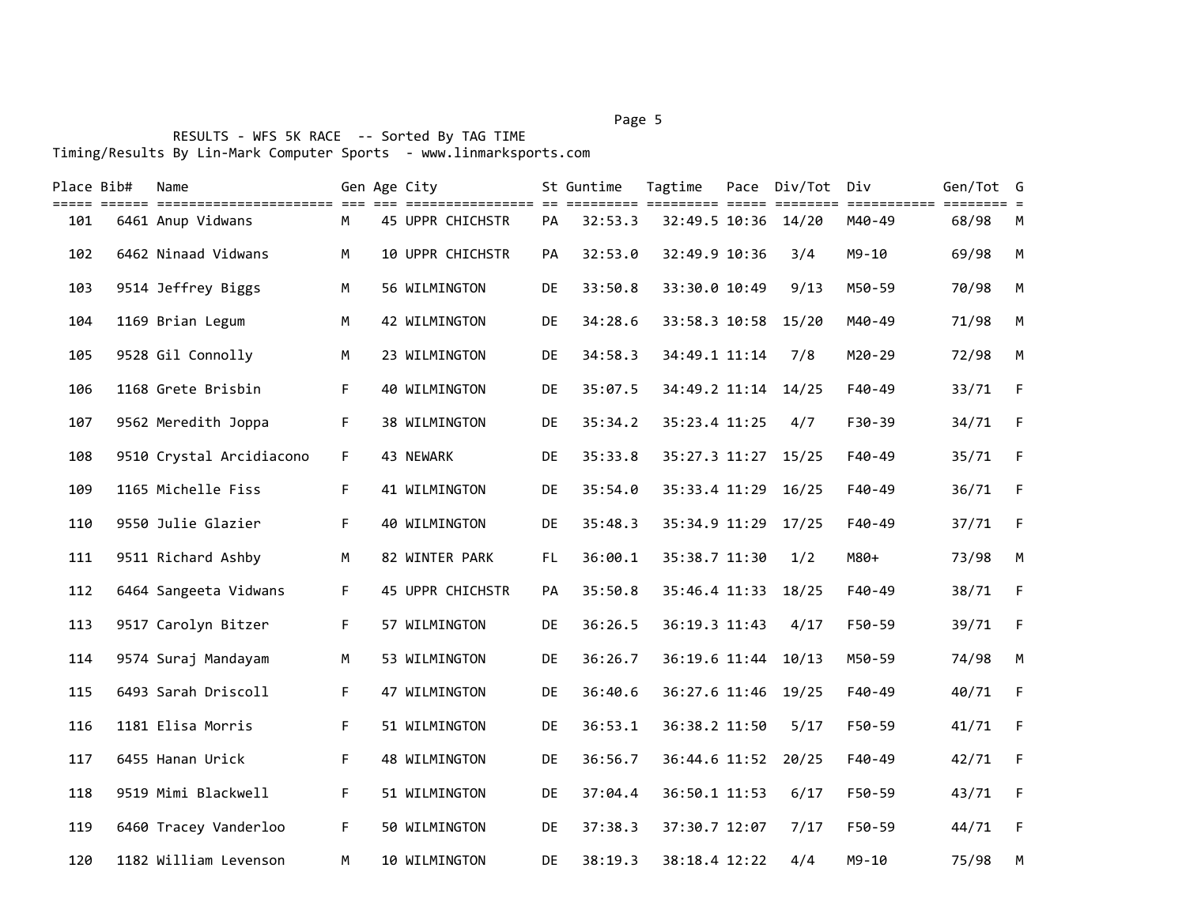RESULTS - WFS 5K RACE -- Sorted By TAG TIME

Timing/Results By Lin-Mark Computer Sports - www.linmarksports.com

| Place | Bib# | Name | Gen | Age | City | St | Guntime | Tagtime | Pace | Div/Tot | Div | Gen/Tot | G |
|---|---|---|---|---|---|---|---|---|---|---|---|---|---|
| 101 | 6461 | Anup Vidwans | M | 45 | UPPR CHICHSTR | PA | 32:53.3 | 32:49.5 | 10:36 | 14/20 | M40-49 | 68/98 | M |
| 102 | 6462 | Ninaad Vidwans | M | 10 | UPPR CHICHSTR | PA | 32:53.0 | 32:49.9 | 10:36 | 3/4 | M9-10 | 69/98 | M |
| 103 | 9514 | Jeffrey Biggs | M | 56 | WILMINGTON | DE | 33:50.8 | 33:30.0 | 10:49 | 9/13 | M50-59 | 70/98 | M |
| 104 | 1169 | Brian Legum | M | 42 | WILMINGTON | DE | 34:28.6 | 33:58.3 | 10:58 | 15/20 | M40-49 | 71/98 | M |
| 105 | 9528 | Gil Connolly | M | 23 | WILMINGTON | DE | 34:58.3 | 34:49.1 | 11:14 | 7/8 | M20-29 | 72/98 | M |
| 106 | 1168 | Grete Brisbin | F | 40 | WILMINGTON | DE | 35:07.5 | 34:49.2 | 11:14 | 14/25 | F40-49 | 33/71 | F |
| 107 | 9562 | Meredith Joppa | F | 38 | WILMINGTON | DE | 35:34.2 | 35:23.4 | 11:25 | 4/7 | F30-39 | 34/71 | F |
| 108 | 9510 | Crystal Arcidiacono | F | 43 | NEWARK | DE | 35:33.8 | 35:27.3 | 11:27 | 15/25 | F40-49 | 35/71 | F |
| 109 | 1165 | Michelle Fiss | F | 41 | WILMINGTON | DE | 35:54.0 | 35:33.4 | 11:29 | 16/25 | F40-49 | 36/71 | F |
| 110 | 9550 | Julie Glazier | F | 40 | WILMINGTON | DE | 35:48.3 | 35:34.9 | 11:29 | 17/25 | F40-49 | 37/71 | F |
| 111 | 9511 | Richard Ashby | M | 82 | WINTER PARK | FL | 36:00.1 | 35:38.7 | 11:30 | 1/2 | M80+ | 73/98 | M |
| 112 | 6464 | Sangeeta Vidwans | F | 45 | UPPR CHICHSTR | PA | 35:50.8 | 35:46.4 | 11:33 | 18/25 | F40-49 | 38/71 | F |
| 113 | 9517 | Carolyn Bitzer | F | 57 | WILMINGTON | DE | 36:26.5 | 36:19.3 | 11:43 | 4/17 | F50-59 | 39/71 | F |
| 114 | 9574 | Suraj Mandayam | M | 53 | WILMINGTON | DE | 36:26.7 | 36:19.6 | 11:44 | 10/13 | M50-59 | 74/98 | M |
| 115 | 6493 | Sarah Driscoll | F | 47 | WILMINGTON | DE | 36:40.6 | 36:27.6 | 11:46 | 19/25 | F40-49 | 40/71 | F |
| 116 | 1181 | Elisa Morris | F | 51 | WILMINGTON | DE | 36:53.1 | 36:38.2 | 11:50 | 5/17 | F50-59 | 41/71 | F |
| 117 | 6455 | Hanan Urick | F | 48 | WILMINGTON | DE | 36:56.7 | 36:44.6 | 11:52 | 20/25 | F40-49 | 42/71 | F |
| 118 | 9519 | Mimi Blackwell | F | 51 | WILMINGTON | DE | 37:04.4 | 36:50.1 | 11:53 | 6/17 | F50-59 | 43/71 | F |
| 119 | 6460 | Tracey Vanderloo | F | 50 | WILMINGTON | DE | 37:38.3 | 37:30.7 | 12:07 | 7/17 | F50-59 | 44/71 | F |
| 120 | 1182 | William Levenson | M | 10 | WILMINGTON | DE | 38:19.3 | 38:18.4 | 12:22 | 4/4 | M9-10 | 75/98 | M |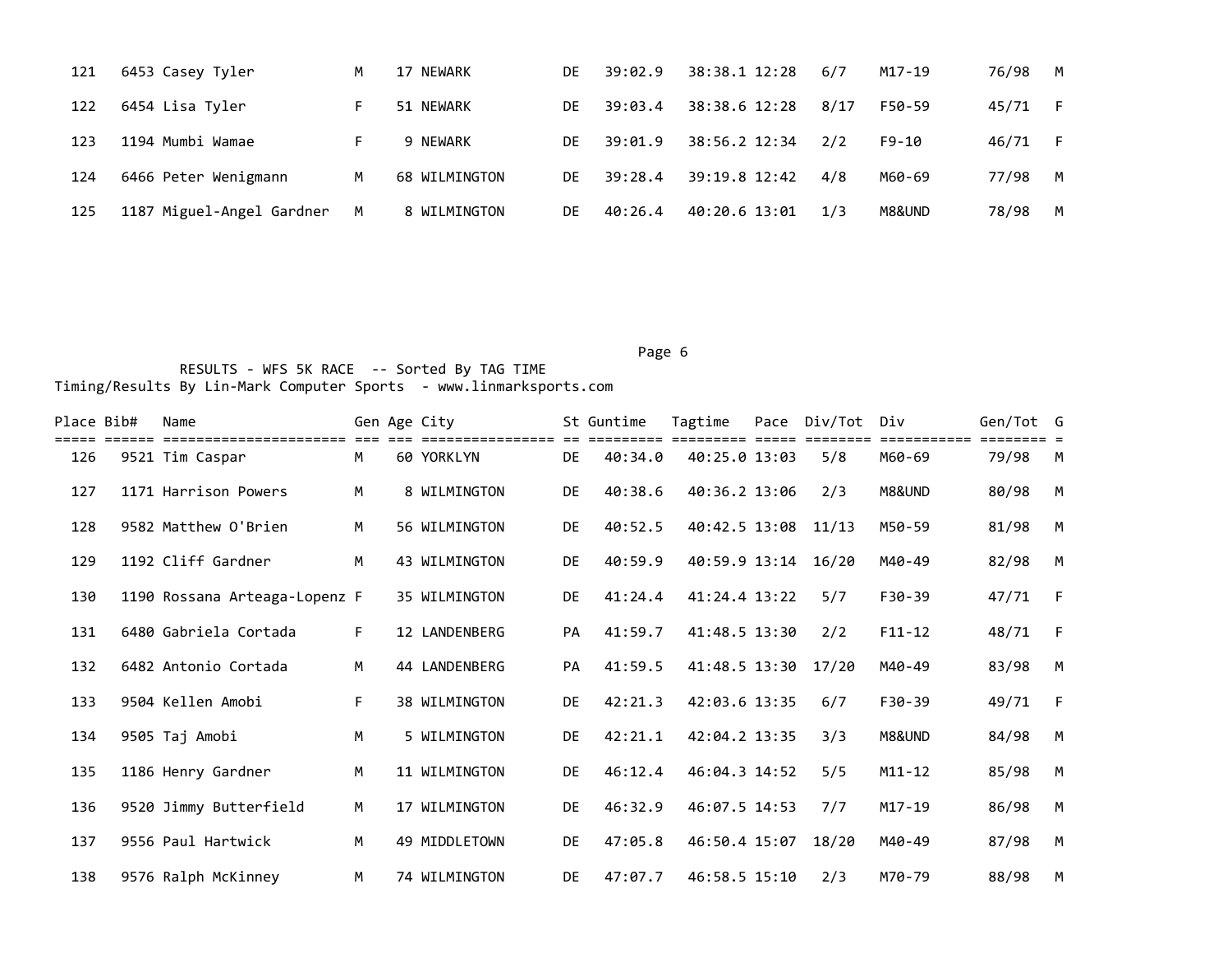| Place | Bib# | Name | Gen | Age | City | St | Guntime | Tagtime | Pace | Div/Tot | Div | Gen/Tot | G |
|---|---|---|---|---|---|---|---|---|---|---|---|---|---|
| 121 | 6453 | Casey Tyler | M | 17 | NEWARK | DE | 39:02.9 | 38:38.1 | 12:28 | 6/7 | M17-19 | 76/98 | M |
| 122 | 6454 | Lisa Tyler | F | 51 | NEWARK | DE | 39:03.4 | 38:38.6 | 12:28 | 8/17 | F50-59 | 45/71 | F |
| 123 | 1194 | Mumbi Wamae | F | 9 | NEWARK | DE | 39:01.9 | 38:56.2 | 12:34 | 2/2 | F9-10 | 46/71 | F |
| 124 | 6466 | Peter Wenigmann | M | 68 | WILMINGTON | DE | 39:28.4 | 39:19.8 | 12:42 | 4/8 | M60-69 | 77/98 | M |
| 125 | 1187 | Miguel-Angel Gardner | M | 8 | WILMINGTON | DE | 40:26.4 | 40:20.6 | 13:01 | 1/3 | M8&UND | 78/98 | M |

RESULTS - WFS 5K RACE -- Sorted By TAG TIME
Timing/Results By Lin-Mark Computer Sports - www.linmarksports.com

| Place | Bib# | Name | Gen | Age | City | St | Guntime | Tagtime | Pace | Div/Tot | Div | Gen/Tot | G |
|---|---|---|---|---|---|---|---|---|---|---|---|---|---|
| 126 | 9521 | Tim Caspar | M | 60 | YORKLYN | DE | 40:34.0 | 40:25.0 | 13:03 | 5/8 | M60-69 | 79/98 | M |
| 127 | 1171 | Harrison Powers | M | 8 | WILMINGTON | DE | 40:38.6 | 40:36.2 | 13:06 | 2/3 | M8&UND | 80/98 | M |
| 128 | 9582 | Matthew O'Brien | M | 56 | WILMINGTON | DE | 40:52.5 | 40:42.5 | 13:08 | 11/13 | M50-59 | 81/98 | M |
| 129 | 1192 | Cliff Gardner | M | 43 | WILMINGTON | DE | 40:59.9 | 40:59.9 | 13:14 | 16/20 | M40-49 | 82/98 | M |
| 130 | 1190 | Rossana Arteaga-Lopenz | F | 35 | WILMINGTON | DE | 41:24.4 | 41:24.4 | 13:22 | 5/7 | F30-39 | 47/71 | F |
| 131 | 6480 | Gabriela Cortada | F | 12 | LANDENBERG | PA | 41:59.7 | 41:48.5 | 13:30 | 2/2 | F11-12 | 48/71 | F |
| 132 | 6482 | Antonio Cortada | M | 44 | LANDENBERG | PA | 41:59.5 | 41:48.5 | 13:30 | 17/20 | M40-49 | 83/98 | M |
| 133 | 9504 | Kellen Amobi | F | 38 | WILMINGTON | DE | 42:21.3 | 42:03.6 | 13:35 | 6/7 | F30-39 | 49/71 | F |
| 134 | 9505 | Taj Amobi | M | 5 | WILMINGTON | DE | 42:21.1 | 42:04.2 | 13:35 | 3/3 | M8&UND | 84/98 | M |
| 135 | 1186 | Henry Gardner | M | 11 | WILMINGTON | DE | 46:12.4 | 46:04.3 | 14:52 | 5/5 | M11-12 | 85/98 | M |
| 136 | 9520 | Jimmy Butterfield | M | 17 | WILMINGTON | DE | 46:32.9 | 46:07.5 | 14:53 | 7/7 | M17-19 | 86/98 | M |
| 137 | 9556 | Paul Hartwick | M | 49 | MIDDLETOWN | DE | 47:05.8 | 46:50.4 | 15:07 | 18/20 | M40-49 | 87/98 | M |
| 138 | 9576 | Ralph McKinney | M | 74 | WILMINGTON | DE | 47:07.7 | 46:58.5 | 15:10 | 2/3 | M70-79 | 88/98 | M |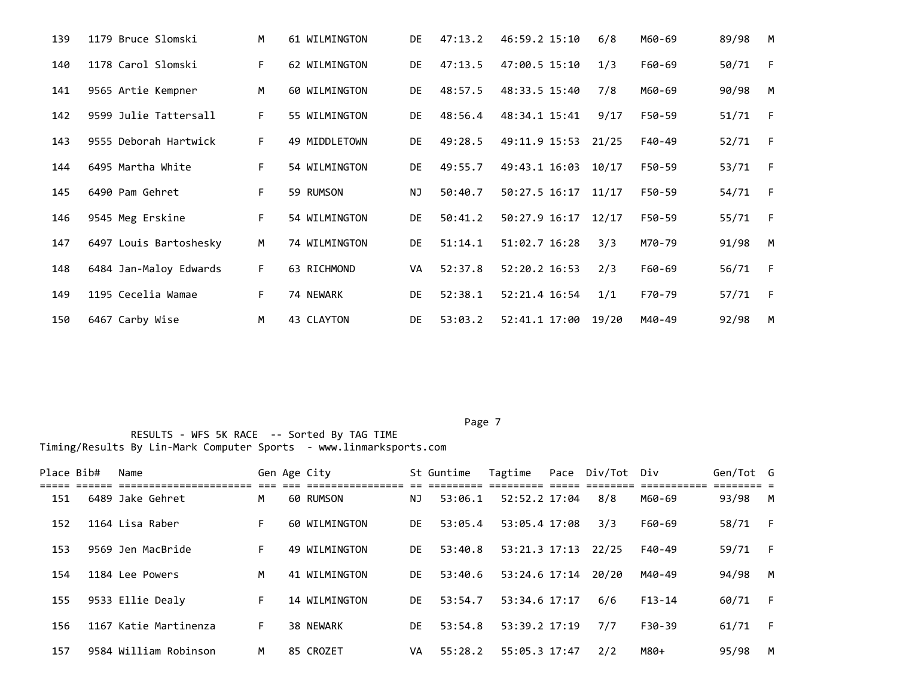| Place | Bib# | Name | Gen | Age | City | St | Guntime | Tagtime | Pace | Div/Tot | Div | Gen/Tot | G |
|---|---|---|---|---|---|---|---|---|---|---|---|---|---|
| 139 | 1179 | Bruce Slomski | M | 61 | WILMINGTON | DE | 47:13.2 | 46:59.2 | 15:10 | 6/8 | M60-69 | 89/98 | M |
| 140 | 1178 | Carol Slomski | F | 62 | WILMINGTON | DE | 47:13.5 | 47:00.5 | 15:10 | 1/3 | F60-69 | 50/71 | F |
| 141 | 9565 | Artie Kempner | M | 60 | WILMINGTON | DE | 48:57.5 | 48:33.5 | 15:40 | 7/8 | M60-69 | 90/98 | M |
| 142 | 9599 | Julie Tattersall | F | 55 | WILMINGTON | DE | 48:56.4 | 48:34.1 | 15:41 | 9/17 | F50-59 | 51/71 | F |
| 143 | 9555 | Deborah Hartwick | F | 49 | MIDDLETOWN | DE | 49:28.5 | 49:11.9 | 15:53 | 21/25 | F40-49 | 52/71 | F |
| 144 | 6495 | Martha White | F | 54 | WILMINGTON | DE | 49:55.7 | 49:43.1 | 16:03 | 10/17 | F50-59 | 53/71 | F |
| 145 | 6490 | Pam Gehret | F | 59 | RUMSON | NJ | 50:40.7 | 50:27.5 | 16:17 | 11/17 | F50-59 | 54/71 | F |
| 146 | 9545 | Meg Erskine | F | 54 | WILMINGTON | DE | 50:41.2 | 50:27.9 | 16:17 | 12/17 | F50-59 | 55/71 | F |
| 147 | 6497 | Louis Bartoshesky | M | 74 | WILMINGTON | DE | 51:14.1 | 51:02.7 | 16:28 | 3/3 | M70-79 | 91/98 | M |
| 148 | 6484 | Jan-Maloy Edwards | F | 63 | RICHMOND | VA | 52:37.8 | 52:20.2 | 16:53 | 2/3 | F60-69 | 56/71 | F |
| 149 | 1195 | Cecelia Wamae | F | 74 | NEWARK | DE | 52:38.1 | 52:21.4 | 16:54 | 1/1 | F70-79 | 57/71 | F |
| 150 | 6467 | Carby Wise | M | 43 | CLAYTON | DE | 53:03.2 | 52:41.1 | 17:00 | 19/20 | M40-49 | 92/98 | M |

RESULTS - WFS 5K RACE -- Sorted By TAG TIME
Timing/Results By Lin-Mark Computer Sports - www.linmarksports.com

| Place | Bib# | Name | Gen | Age | City | St | Guntime | Tagtime | Pace | Div/Tot | Div | Gen/Tot | G |
|---|---|---|---|---|---|---|---|---|---|---|---|---|---|
| 151 | 6489 | Jake Gehret | M | 60 | RUMSON | NJ | 53:06.1 | 52:52.2 | 17:04 | 8/8 | M60-69 | 93/98 | M |
| 152 | 1164 | Lisa Raber | F | 60 | WILMINGTON | DE | 53:05.4 | 53:05.4 | 17:08 | 3/3 | F60-69 | 58/71 | F |
| 153 | 9569 | Jen MacBride | F | 49 | WILMINGTON | DE | 53:40.8 | 53:21.3 | 17:13 | 22/25 | F40-49 | 59/71 | F |
| 154 | 1184 | Lee Powers | M | 41 | WILMINGTON | DE | 53:40.6 | 53:24.6 | 17:14 | 20/20 | M40-49 | 94/98 | M |
| 155 | 9533 | Ellie Dealy | F | 14 | WILMINGTON | DE | 53:54.7 | 53:34.6 | 17:17 | 6/6 | F13-14 | 60/71 | F |
| 156 | 1167 | Katie Martinenza | F | 38 | NEWARK | DE | 53:54.8 | 53:39.2 | 17:19 | 7/7 | F30-39 | 61/71 | F |
| 157 | 9584 | William Robinson | M | 85 | CROZET | VA | 55:28.2 | 55:05.3 | 17:47 | 2/2 | M80+ | 95/98 | M |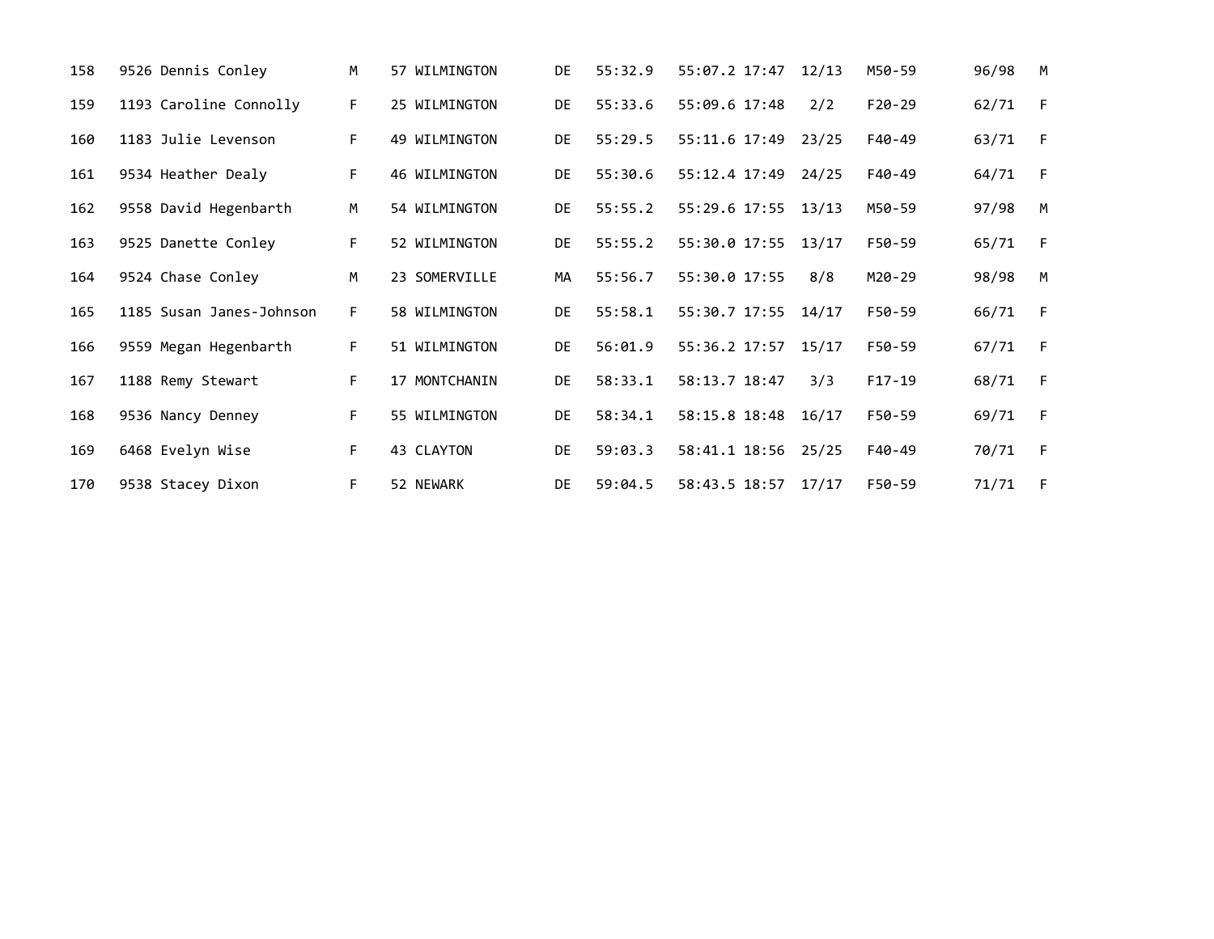| | | | | | | | | | | | | | | |
|---|---|---|---|---|---|---|---|---|---|---|---|---|---|---|
| 158 | 9526 | Dennis Conley | M | 57 | WILMINGTON | DE | 55:32.9 | 55:07.2 | 17:47 | 12/13 | M50-59 | 96/98 | M |
| 159 | 1193 | Caroline Connolly | F | 25 | WILMINGTON | DE | 55:33.6 | 55:09.6 | 17:48 | 2/2 | F20-29 | 62/71 | F |
| 160 | 1183 | Julie Levenson | F | 49 | WILMINGTON | DE | 55:29.5 | 55:11.6 | 17:49 | 23/25 | F40-49 | 63/71 | F |
| 161 | 9534 | Heather Dealy | F | 46 | WILMINGTON | DE | 55:30.6 | 55:12.4 | 17:49 | 24/25 | F40-49 | 64/71 | F |
| 162 | 9558 | David Hegenbarth | M | 54 | WILMINGTON | DE | 55:55.2 | 55:29.6 | 17:55 | 13/13 | M50-59 | 97/98 | M |
| 163 | 9525 | Danette Conley | F | 52 | WILMINGTON | DE | 55:55.2 | 55:30.0 | 17:55 | 13/17 | F50-59 | 65/71 | F |
| 164 | 9524 | Chase Conley | M | 23 | SOMERVILLE | MA | 55:56.7 | 55:30.0 | 17:55 | 8/8 | M20-29 | 98/98 | M |
| 165 | 1185 | Susan Janes-Johnson | F | 58 | WILMINGTON | DE | 55:58.1 | 55:30.7 | 17:55 | 14/17 | F50-59 | 66/71 | F |
| 166 | 9559 | Megan Hegenbarth | F | 51 | WILMINGTON | DE | 56:01.9 | 55:36.2 | 17:57 | 15/17 | F50-59 | 67/71 | F |
| 167 | 1188 | Remy Stewart | F | 17 | MONTCHANIN | DE | 58:33.1 | 58:13.7 | 18:47 | 3/3 | F17-19 | 68/71 | F |
| 168 | 9536 | Nancy Denney | F | 55 | WILMINGTON | DE | 58:34.1 | 58:15.8 | 18:48 | 16/17 | F50-59 | 69/71 | F |
| 169 | 6468 | Evelyn Wise | F | 43 | CLAYTON | DE | 59:03.3 | 58:41.1 | 18:56 | 25/25 | F40-49 | 70/71 | F |
| 170 | 9538 | Stacey Dixon | F | 52 | NEWARK | DE | 59:04.5 | 58:43.5 | 18:57 | 17/17 | F50-59 | 71/71 | F |